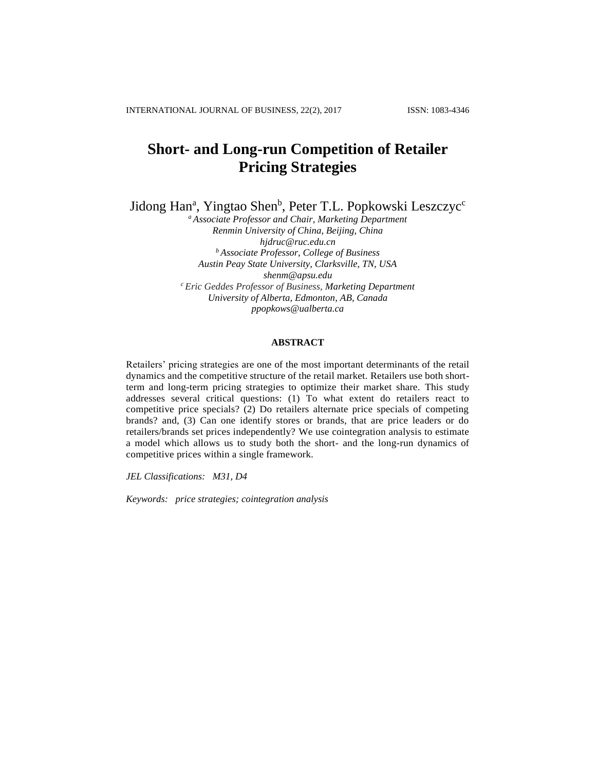# Short- and Long-run Competition of Retailer Pricing Strategies

Jidong Han[a], Yingtao Shen[b], Peter T.L. Popkowski Leszczyc[c]

[a] *Associate Professor and Chair, Marketing Department*
*Renmin University of China, Beijing, China*
*hjdruc@ruc.edu.cn*

[b] *Associate Professor, College of Business*
*Austin Peay State University, Clarksville, TN, USA*
*shenm@apsu.edu*

[c] *Eric Geddes Professor of Business, Marketing Department*
*University of Alberta, Edmonton, AB, Canada*
*ppopkows@ualberta.ca*

#### ABSTRACT

Retailers' pricing strategies are one of the most important determinants of the retail dynamics and the competitive structure of the retail market. Retailers use both short-term and long-term pricing strategies to optimize their market share. This study addresses several critical questions: (1) To what extent do retailers react to competitive price specials? (2) Do retailers alternate price specials of competing brands? and, (3) Can one identify stores or brands, that are price leaders or do retailers/brands set prices independently? We use cointegration analysis to estimate a model which allows us to study both the short- and the long-run dynamics of competitive prices within a single framework.

*JEL Classifications:* *M31, D4*

*Keywords:* *price strategies; cointegration analysis*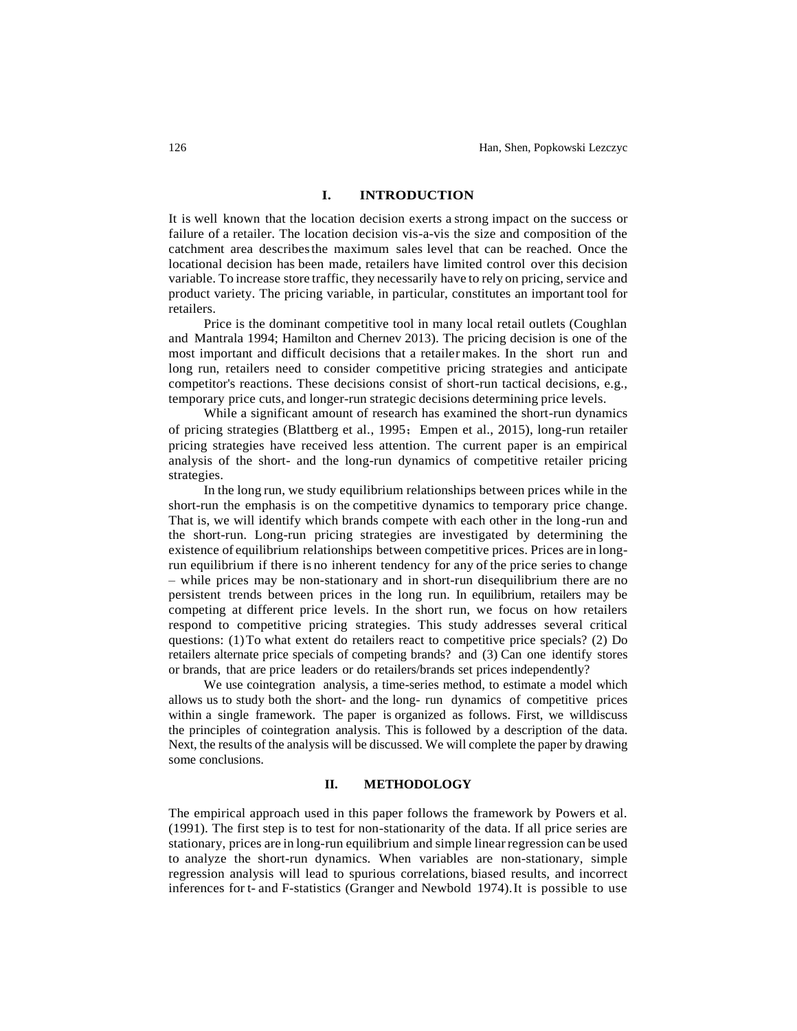## I. INTRODUCTION

It is well known that the location decision exerts a strong impact on the success or failure of a retailer. The location decision vis-a-vis the size and composition of the catchment area describes the maximum sales level that can be reached. Once the locational decision has been made, retailers have limited control over this decision variable. To increase store traffic, they necessarily have to rely on pricing, service and product variety. The pricing variable, in particular, constitutes an important tool for retailers.

Price is the dominant competitive tool in many local retail outlets (Coughlan and Mantrala 1994; Hamilton and Chernev 2013). The pricing decision is one of the most important and difficult decisions that a retailer makes. In the short run and long run, retailers need to consider competitive pricing strategies and anticipate competitor's reactions. These decisions consist of short-run tactical decisions, e.g., temporary price cuts, and longer-run strategic decisions determining price levels.

While a significant amount of research has examined the short-run dynamics of pricing strategies (Blattberg et al., 1995；Empen et al., 2015), long-run retailer pricing strategies have received less attention. The current paper is an empirical analysis of the short- and the long-run dynamics of competitive retailer pricing strategies.

In the long run, we study equilibrium relationships between prices while in the short-run the emphasis is on the competitive dynamics to temporary price change. That is, we will identify which brands compete with each other in the long-run and the short-run. Long-run pricing strategies are investigated by determining the existence of equilibrium relationships between competitive prices. Prices are in long-run equilibrium if there is no inherent tendency for any of the price series to change – while prices may be non-stationary and in short-run disequilibrium there are no persistent trends between prices in the long run. In equilibrium, retailers may be competing at different price levels. In the short run, we focus on how retailers respond to competitive pricing strategies. This study addresses several critical questions: (1) To what extent do retailers react to competitive price specials? (2) Do retailers alternate price specials of competing brands? and (3) Can one identify stores or brands, that are price leaders or do retailers/brands set prices independently?

We use cointegration analysis, a time-series method, to estimate a model which allows us to study both the short- and the long- run dynamics of competitive prices within a single framework. The paper is organized as follows. First, we willdiscuss the principles of cointegration analysis. This is followed by a description of the data. Next, the results of the analysis will be discussed. We will complete the paper by drawing some conclusions.

## II. METHODOLOGY

The empirical approach used in this paper follows the framework by Powers et al. (1991). The first step is to test for non-stationarity of the data. If all price series are stationary, prices are in long-run equilibrium and simple linear regression can be used to analyze the short-run dynamics. When variables are non-stationary, simple regression analysis will lead to spurious correlations, biased results, and incorrect inferences for t- and F-statistics (Granger and Newbold 1974).It is possible to use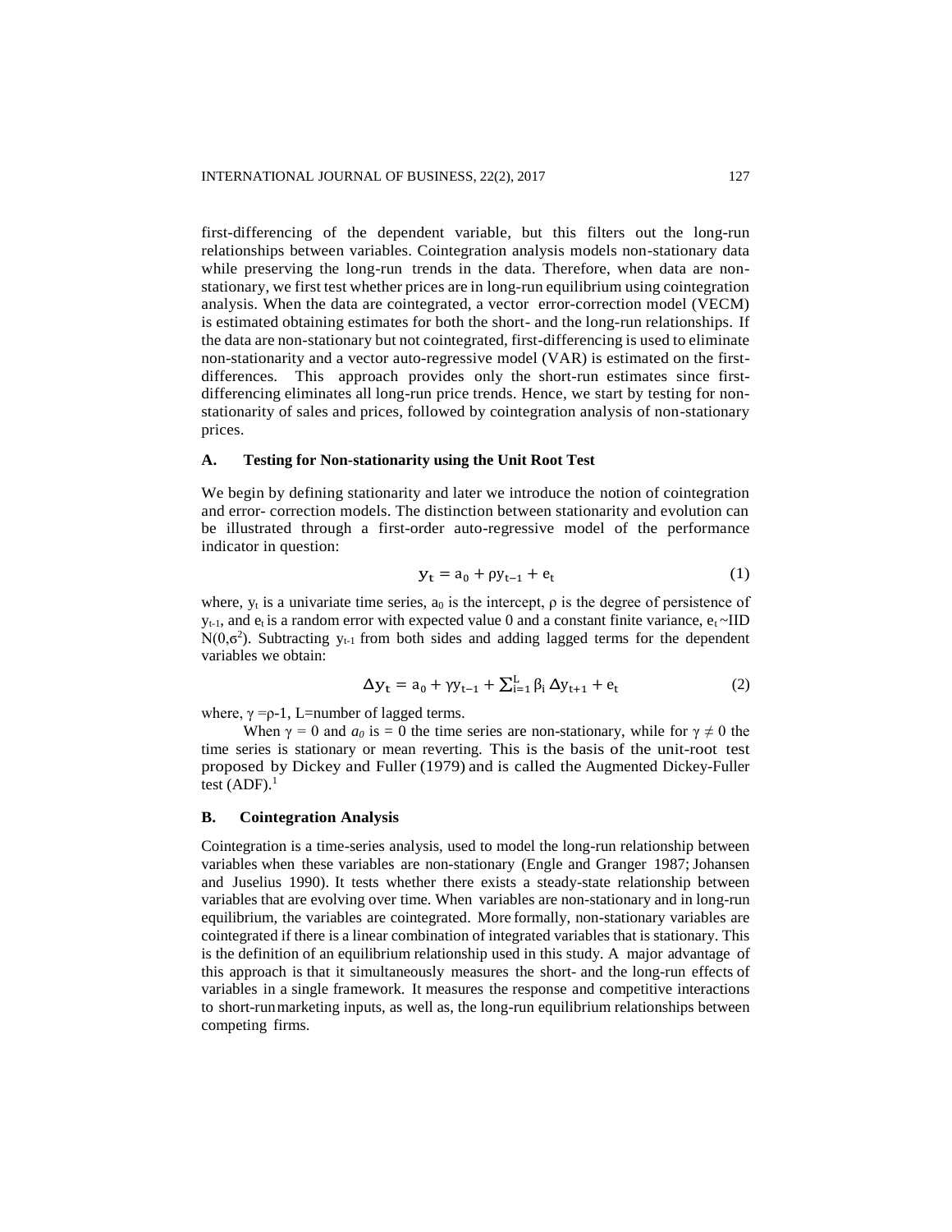first-differencing of the dependent variable, but this filters out the long-run relationships between variables. Cointegration analysis models non-stationary data while preserving the long-run trends in the data. Therefore, when data are non-stationary, we first test whether prices are in long-run equilibrium using cointegration analysis. When the data are cointegrated, a vector error-correction model (VECM) is estimated obtaining estimates for both the short- and the long-run relationships. If the data are non-stationary but not cointegrated, first-differencing is used to eliminate non-stationarity and a vector auto-regressive model (VAR) is estimated on the first-differences. This approach provides only the short-run estimates since first-differencing eliminates all long-run price trends. Hence, we start by testing for non-stationarity of sales and prices, followed by cointegration analysis of non-stationary prices.

### A. Testing for Non-stationarity using the Unit Root Test

We begin by defining stationarity and later we introduce the notion of cointegration and error- correction models. The distinction between stationarity and evolution can be illustrated through a first-order auto-regressive model of the performance indicator in question:

$$y_t = a_0 + \rho y_{t-1} + e_t \tag{1}$$

where, $y_t$ is a univariate time series, $a_0$ is the intercept, $\rho$ is the degree of persistence of $y_{t-1}$, and $e_t$ is a random error with expected value 0 and a constant finite variance, $e_t \sim$ IID $N(0,\sigma^2)$. Subtracting $y_{t-1}$ from both sides and adding lagged terms for the dependent variables we obtain:

$$\Delta y_t = a_0 + \gamma y_{t-1} + \sum_{i=1}^{L} \beta_i \Delta y_{t+1} + e_t \tag{2}$$

where, $\gamma = \rho - 1$, L=number of lagged terms.

When $\gamma = 0$ and $a_0$ is = 0 the time series are non-stationary, while for $\gamma \neq 0$ the time series is stationary or mean reverting. This is the basis of the unit-root test proposed by Dickey and Fuller (1979) and is called the Augmented Dickey-Fuller test (ADF).[1]

### B. Cointegration Analysis

Cointegration is a time-series analysis, used to model the long-run relationship between variables when these variables are non-stationary (Engle and Granger 1987; Johansen and Juselius 1990). It tests whether there exists a steady-state relationship between variables that are evolving over time. When variables are non-stationary and in long-run equilibrium, the variables are cointegrated. More formally, non-stationary variables are cointegrated if there is a linear combination of integrated variables that is stationary. This is the definition of an equilibrium relationship used in this study. A major advantage of this approach is that it simultaneously measures the short- and the long-run effects of variables in a single framework. It measures the response and competitive interactions to short-run marketing inputs, as well as, the long-run equilibrium relationships between competing firms.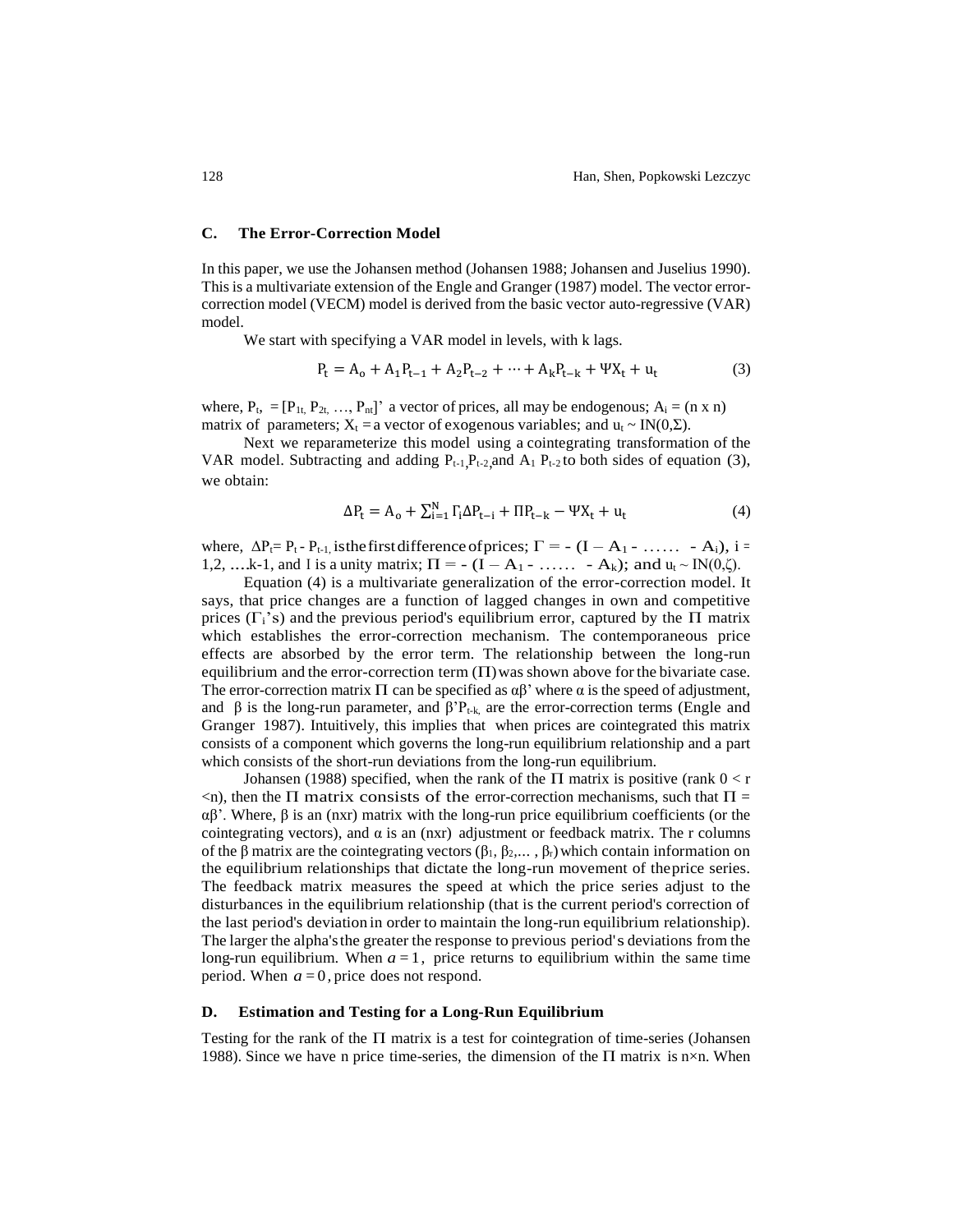### C. The Error-Correction Model

In this paper, we use the Johansen method (Johansen 1988; Johansen and Juselius 1990). This is a multivariate extension of the Engle and Granger (1987) model. The vector error-correction model (VECM) model is derived from the basic vector auto-regressive (VAR) model.

We start with specifying a VAR model in levels, with k lags.

$$P_t = A_o + A_1P_{t-1} + A_2P_{t-2} + \cdots + A_kP_{t-k} + \Psi X_t + u_t \tag{3}$$

where, $P_t$, $= [P_{1t}, P_{2t}, \ldots, P_{nt}]'$ a vector of prices, all may be endogenous; $A_i = (n \times n)$ matrix of parameters; $X_t$ = a vector of exogenous variables; and $u_t \sim IN(0,\Sigma)$.

Next we reparameterize this model using a cointegrating transformation of the VAR model. Subtracting and adding $P_{t-1}$,$P_{t-2}$,and $A_1$ $P_{t-2}$ to both sides of equation (3), we obtain:

$$\Delta P_t = A_o + \sum_{i=1}^{N} \Gamma_i \Delta P_{t-i} + \Pi P_{t-k} - \Psi X_t + u_t \tag{4}$$

where, $\Delta P_t = P_t - P_{t-1}$, is the first difference of prices; $\Gamma = -(I - A_1 - \ldots\ldots - A_i)$, i = 1,2, ….k-1, and I is a unity matrix; $\Pi = -(I - A_1 - \ldots\ldots - A_k)$; and $u_t \sim IN(0,\zeta)$.

Equation (4) is a multivariate generalization of the error-correction model. It says, that price changes are a function of lagged changes in own and competitive prices ($\Gamma_i$'s) and the previous period's equilibrium error, captured by the $\Pi$ matrix which establishes the error-correction mechanism. The contemporaneous price effects are absorbed by the error term. The relationship between the long-run equilibrium and the error-correction term ($\Pi$) was shown above for the bivariate case. The error-correction matrix $\Pi$ can be specified as $\alpha\beta'$ where $\alpha$ is the speed of adjustment, and $\beta$ is the long-run parameter, and $\beta' P_{t-k}$ are the error-correction terms (Engle and Granger 1987). Intuitively, this implies that when prices are cointegrated this matrix consists of a component which governs the long-run equilibrium relationship and a part which consists of the short-run deviations from the long-run equilibrium.

Johansen (1988) specified, when the rank of the $\Pi$ matrix is positive (rank $0 < r < n$), then the $\Pi$ matrix consists of the error-correction mechanisms, such that $\Pi = \alpha\beta'$. Where, $\beta$ is an (nxr) matrix with the long-run price equilibrium coefficients (or the cointegrating vectors), and $\alpha$ is an (nxr) adjustment or feedback matrix. The r columns of the $\beta$ matrix are the cointegrating vectors ($\beta_1, \beta_2, \ldots, \beta_r$) which contain information on the equilibrium relationships that dictate the long-run movement of the price series. The feedback matrix measures the speed at which the price series adjust to the disturbances in the equilibrium relationship (that is the current period's correction of the last period's deviation in order to maintain the long-run equilibrium relationship). The larger the alpha's the greater the response to previous period's deviations from the long-run equilibrium. When $a = 1$, price returns to equilibrium within the same time period. When $a = 0$, price does not respond.

### D. Estimation and Testing for a Long-Run Equilibrium

Testing for the rank of the $\Pi$ matrix is a test for cointegration of time-series (Johansen 1988). Since we have n price time-series, the dimension of the $\Pi$ matrix is $n \times n$. When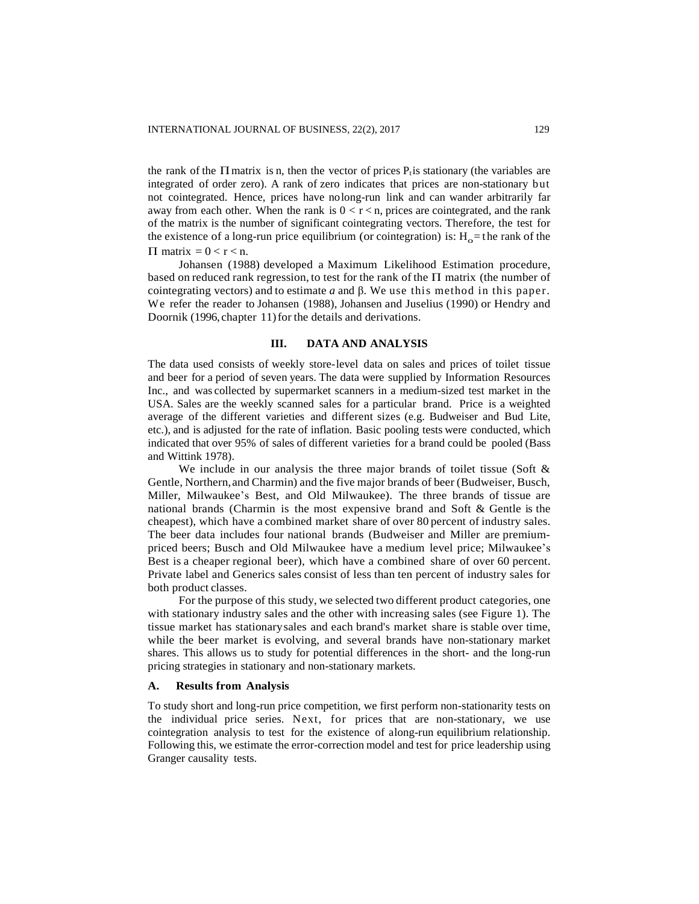the rank of the $\Pi$ matrix is n, then the vector of prices $P_t$ is stationary (the variables are integrated of order zero). A rank of zero indicates that prices are non-stationary but not cointegrated. Hence, prices have no long-run link and can wander arbitrarily far away from each other. When the rank is $0 < r < n$, prices are cointegrated, and the rank of the matrix is the number of significant cointegrating vectors. Therefore, the test for the existence of a long-run price equilibrium (or cointegration) is: $H_o$ = the rank of the $\Pi$ matrix $= 0 < r < n$.

Johansen (1988) developed a Maximum Likelihood Estimation procedure, based on reduced rank regression, to test for the rank of the $\Pi$ matrix (the number of cointegrating vectors) and to estimate $a$ and $\beta$. We use this method in this paper. We refer the reader to Johansen (1988), Johansen and Juselius (1990) or Hendry and Doornik (1996, chapter 11) for the details and derivations.

## III. DATA AND ANALYSIS

The data used consists of weekly store-level data on sales and prices of toilet tissue and beer for a period of seven years. The data were supplied by Information Resources Inc., and was collected by supermarket scanners in a medium-sized test market in the USA. Sales are the weekly scanned sales for a particular brand. Price is a weighted average of the different varieties and different sizes (e.g. Budweiser and Bud Lite, etc.), and is adjusted for the rate of inflation. Basic pooling tests were conducted, which indicated that over 95% of sales of different varieties for a brand could be pooled (Bass and Wittink 1978).

We include in our analysis the three major brands of toilet tissue (Soft & Gentle, Northern, and Charmin) and the five major brands of beer (Budweiser, Busch, Miller, Milwaukee's Best, and Old Milwaukee). The three brands of tissue are national brands (Charmin is the most expensive brand and Soft & Gentle is the cheapest), which have a combined market share of over 80 percent of industry sales. The beer data includes four national brands (Budweiser and Miller are premium-priced beers; Busch and Old Milwaukee have a medium level price; Milwaukee's Best is a cheaper regional beer), which have a combined share of over 60 percent. Private label and Generics sales consist of less than ten percent of industry sales for both product classes.

For the purpose of this study, we selected two different product categories, one with stationary industry sales and the other with increasing sales (see Figure 1). The tissue market has stationary sales and each brand's market share is stable over time, while the beer market is evolving, and several brands have non-stationary market shares. This allows us to study for potential differences in the short- and the long-run pricing strategies in stationary and non-stationary markets.

### A. Results from Analysis

To study short and long-run price competition, we first perform non-stationarity tests on the individual price series. Next, for prices that are non-stationary, we use cointegration analysis to test for the existence of a long-run equilibrium relationship. Following this, we estimate the error-correction model and test for price leadership using Granger causality tests.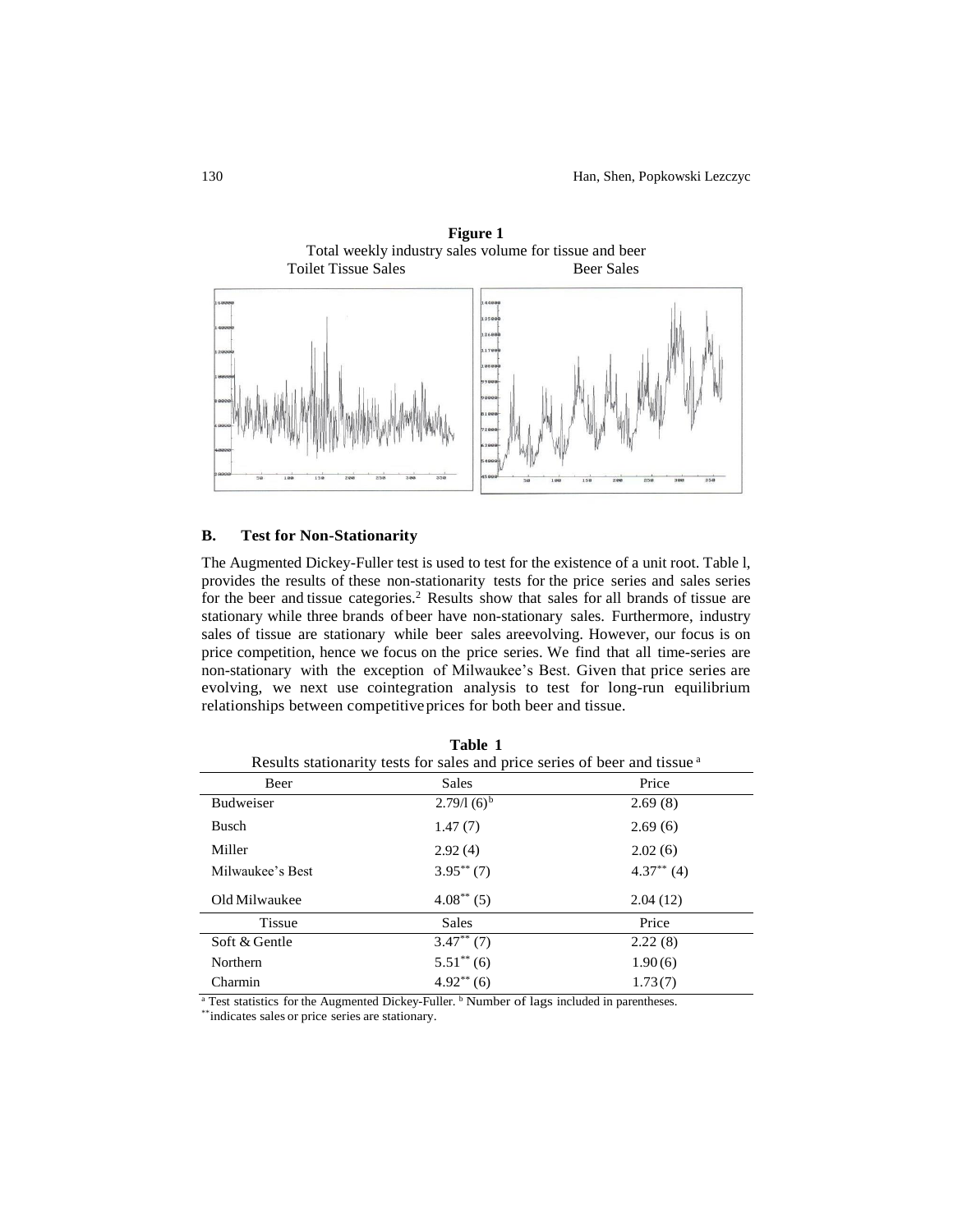**Figure 1**
Total weekly industry sales volume for tissue and beer
Toilet Tissue Sales Beer Sales

## B. Test for Non-Stationarity

The Augmented Dickey-Fuller test is used to test for the existence of a unit root. Table l, provides the results of these non-stationarity tests for the price series and sales series for the beer and tissue categories.[2] Results show that sales for all brands of tissue are stationary while three brands of beer have non-stationary sales. Furthermore, industry sales of tissue are stationary while beer sales areevolving. However, our focus is on price competition, hence we focus on the price series. We find that all time-series are non-stationary with the exception of Milwaukee's Best. Given that price series are evolving, we next use cointegration analysis to test for long-run equilibrium relationships between competitiveprices for both beer and tissue.

**Table 1**
Results stationarity tests for sales and price series of beer and tissue [a]

| Beer | Sales | Price |
|---|---|---|
| Budweiser | 2.79/l (6)[b] | 2.69 (8) |
| Busch | 1.47 (7) | 2.69 (6) |
| Miller | 2.92 (4) | 2.02 (6) |
| Milwaukee's Best | 3.95** (7) | 4.37** (4) |
| Old Milwaukee | 4.08** (5) | 2.04 (12) |
| **Tissue** | **Sales** | **Price** |
| Soft & Gentle | 3.47** (7) | 2.22 (8) |
| Northern | 5.51** (6) | 1.90 (6) |
| Charmin | 4.92** (6) | 1.73 (7) |

[a] Test statistics for the Augmented Dickey-Fuller. [b] Number of lags included in parentheses.
** indicates sales or price series are stationary.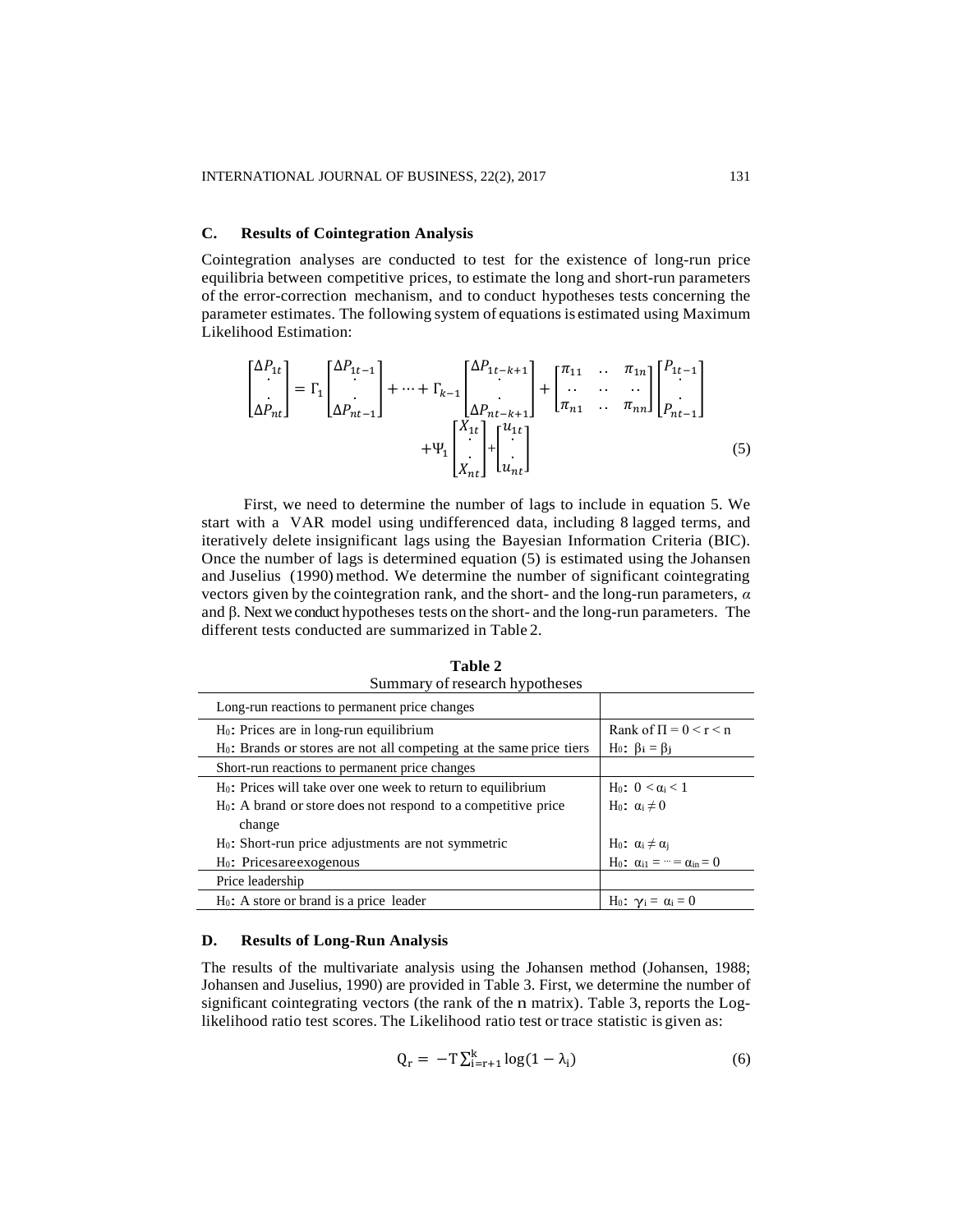### C. Results of Cointegration Analysis

Cointegration analyses are conducted to test for the existence of long-run price equilibria between competitive prices, to estimate the long and short-run parameters of the error-correction mechanism, and to conduct hypotheses tests concerning the parameter estimates. The following system of equations is estimated using Maximum Likelihood Estimation:

$$\begin{bmatrix} \Delta P_{1t} \\ \cdot \\ \cdot \\ \Delta P_{nt} \end{bmatrix} = \Gamma_1 \begin{bmatrix} \Delta P_{1t-1} \\ \cdot \\ \cdot \\ \Delta P_{nt-1} \end{bmatrix} + \cdots + \Gamma_{k-1} \begin{bmatrix} \Delta P_{1t-k+1} \\ \cdot \\ \cdot \\ \Delta P_{nt-k+1} \end{bmatrix} + \begin{bmatrix} \pi_{11} & .. & \pi_{1n} \\ .. & .. & .. \\ \pi_{n1} & .. & \pi_{nn} \end{bmatrix} \begin{bmatrix} P_{1t-1} \\ \cdot \\ \cdot \\ P_{nt-1} \end{bmatrix} + \Psi_1 \begin{bmatrix} X_{1t} \\ \cdot \\ \cdot \\ X_{nt} \end{bmatrix} + \begin{bmatrix} u_{1t} \\ \cdot \\ \cdot \\ u_{nt} \end{bmatrix} \quad (5)$$

First, we need to determine the number of lags to include in equation 5. We start with a VAR model using undifferenced data, including 8 lagged terms, and iteratively delete insignificant lags using the Bayesian Information Criteria (BIC). Once the number of lags is determined equation (5) is estimated using the Johansen and Juselius (1990) method. We determine the number of significant cointegrating vectors given by the cointegration rank, and the short- and the long-run parameters, $\alpha$ and $\beta$. Next we conduct hypotheses tests on the short- and the long-run parameters. The different tests conducted are summarized in Table 2.

**Table 2**
Summary of research hypotheses

| Long-run reactions to permanent price changes | |
|---|---|
| $H_0$: Prices are in long-run equilibrium | Rank of $\Pi = 0 < r < n$ |
| $H_0$: Brands or stores are not all competing at the same price tiers | $H_0$: $\beta_i = \beta_j$ |
| **Short-run reactions to permanent price changes** | |
| $H_0$: Prices will take over one week to return to equilibrium | $H_0$: $0 < \alpha_i < 1$ |
| $H_0$: A brand or store does not respond to a competitive price change | $H_0$: $\alpha_i \neq 0$ |
| $H_0$: Short-run price adjustments are not symmetric | $H_0$: $\alpha_i \neq \alpha_j$ |
| $H_0$: Pricesareexogenous | $H_0$: $\alpha_{i1} = \cdots = \alpha_{in} = 0$ |
| **Price leadership** | |
| $H_0$: A store or brand is a price leader | $H_0$: $\gamma_i = \alpha_i = 0$ |

### D. Results of Long-Run Analysis

The results of the multivariate analysis using the Johansen method (Johansen, 1988; Johansen and Juselius, 1990) are provided in Table 3. First, we determine the number of significant cointegrating vectors (the rank of the $\Pi$ matrix). Table 3, reports the Log-likelihood ratio test scores. The Likelihood ratio test or trace statistic is given as:

$$Q_r = -T\sum_{i=r+1}^{k} \log(1 - \lambda_i) \quad (6)$$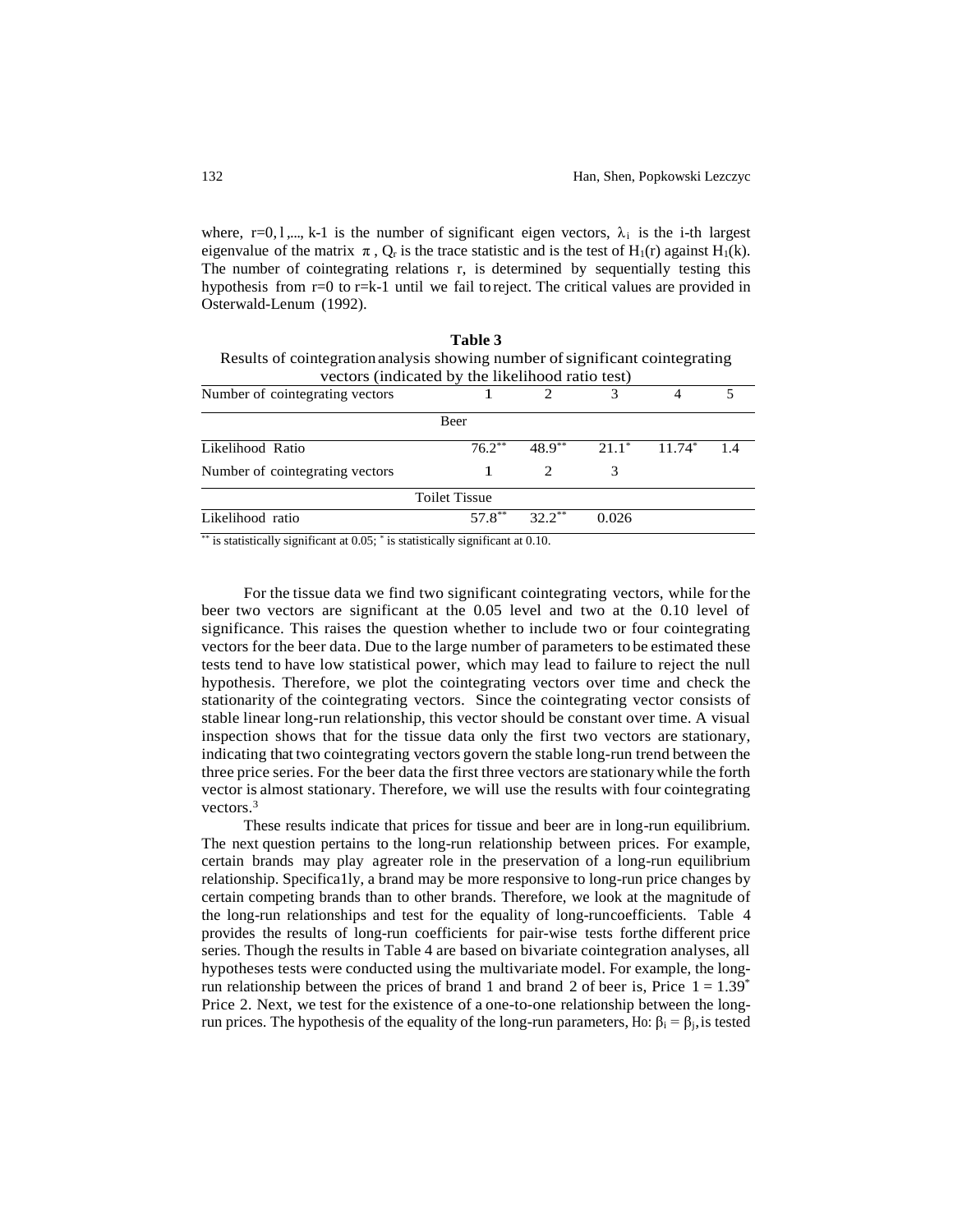where, r=0,1,..., k-1 is the number of significant eigen vectors, $\lambda_i$ is the i-th largest eigenvalue of the matrix $\pi$, $Q_r$ is the trace statistic and is the test of $H_1(r)$ against $H_1(k)$. The number of cointegrating relations r, is determined by sequentially testing this hypothesis from r=0 to r=k-1 until we fail to reject. The critical values are provided in Osterwald-Lenum (1992).

**Table 3**

Results of cointegration analysis showing number of significant cointegrating vectors (indicated by the likelihood ratio test)

| Number of cointegrating vectors | 1 | 2 | 3 | 4 | 5 |
|---|---|---|---|---|---|
| **Beer** | | | | | |
| Likelihood Ratio | $76.2^{**}$ | $48.9^{**}$ | $21.1^{*}$ | $11.74^{*}$ | 1.4 |
| Number of cointegrating vectors | 1 | 2 | 3 | | |
| **Toilet Tissue** | | | | | |
| Likelihood ratio | $57.8^{**}$ | $32.2^{**}$ | 0.026 | | |

** is statistically significant at 0.05; * is statistically significant at 0.10.

For the tissue data we find two significant cointegrating vectors, while for the beer two vectors are significant at the 0.05 level and two at the 0.10 level of significance. This raises the question whether to include two or four cointegrating vectors for the beer data. Due to the large number of parameters to be estimated these tests tend to have low statistical power, which may lead to failure to reject the null hypothesis. Therefore, we plot the cointegrating vectors over time and check the stationarity of the cointegrating vectors. Since the cointegrating vector consists of stable linear long-run relationship, this vector should be constant over time. A visual inspection shows that for the tissue data only the first two vectors are stationary, indicating that two cointegrating vectors govern the stable long-run trend between the three price series. For the beer data the first three vectors are stationary while the forth vector is almost stationary. Therefore, we will use the results with four cointegrating vectors.[3]

These results indicate that prices for tissue and beer are in long-run equilibrium. The next question pertains to the long-run relationship between prices. For example, certain brands may play agreater role in the preservation of a long-run equilibrium relationship. Specifica1ly, a brand may be more responsive to long-run price changes by certain competing brands than to other brands. Therefore, we look at the magnitude of the long-run relationships and test for the equality of long-runcoefficients. Table 4 provides the results of long-run coefficients for pair-wise tests forthe different price series. Though the results in Table 4 are based on bivariate cointegration analyses, all hypotheses tests were conducted using the multivariate model. For example, the long-run relationship between the prices of brand 1 and brand 2 of beer is, Price 1 = $1.39^{*}$ Price 2. Next, we test for the existence of a one-to-one relationship between the long-run prices. The hypothesis of the equality of the long-run parameters, Ho: $\beta_i = \beta_j$, is tested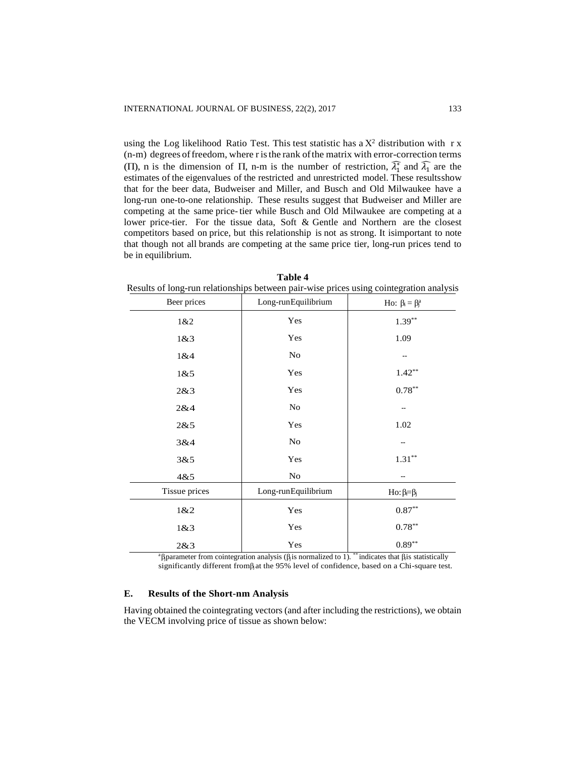using the Log likelihood Ratio Test. This test statistic has a $X^2$ distribution with r x (n-m) degrees of freedom, where r is the rank of the matrix with error-correction terms ($\Pi$), n is the dimension of $\Pi$, n-m is the number of restriction, $\widehat{\lambda_1^*}$ and $\widehat{\lambda_1}$ are the estimates of the eigenvalues of the restricted and unrestricted model. These resultsshow that for the beer data, Budweiser and Miller, and Busch and Old Milwaukee have a long-run one-to-one relationship. These results suggest that Budweiser and Miller are competing at the same price- tier while Busch and Old Milwaukee are competing at a lower price-tier. For the tissue data, Soft & Gentle and Northern are the closest competitors based on price, but this relationship is not as strong. It isimportant to note that though not all brands are competing at the same price tier, long-run prices tend to be in equilibrium.

**Table 4**

Results of long-run relationships between pair-wise prices using cointegration analysis

| Beer prices | Long-run Equilibrium | Ho: $\beta_i = \beta_j^a$ |
|---|---|---|
| 1&2 | Yes | $1.39^{**}$ |
| 1&3 | Yes | 1.09 |
| 1&4 | No | -- |
| 1&5 | Yes | $1.42^{**}$ |
| 2&3 | Yes | $0.78^{**}$ |
| 2&4 | No | -- |
| 2&5 | Yes | 1.02 |
| 3&4 | No | -- |
| 3&5 | Yes | $1.31^{**}$ |
| 4&5 | No | -- |
| **Tissue prices** | **Long-run Equilibrium** | **Ho: $\beta_i = \beta_j$** |
| 1&2 | Yes | $0.87^{**}$ |
| 1&3 | Yes | $0.78^{**}$ |
| 2&3 | Yes | $0.89^{**}$ |

[a] $\beta_j$ parameter from cointegration analysis ($\beta_i$ is normalized to 1). ** indicates that $\beta_i$ is statistically significantly different from $\beta_j$ at the 95% level of confidence, based on a Chi-square test.

### E. Results of the Short-nm Analysis

Having obtained the cointegrating vectors (and after including the restrictions), we obtain the VECM involving price of tissue as shown below: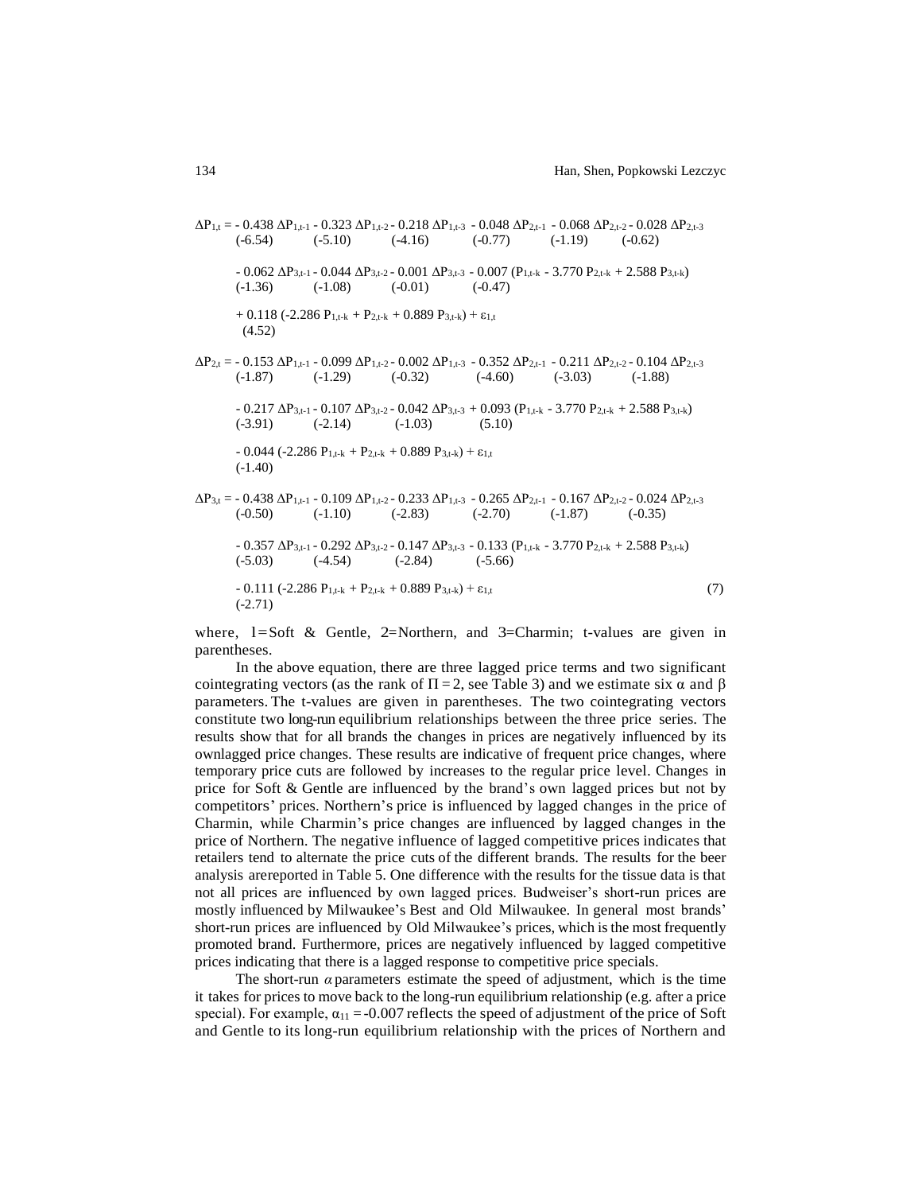$$
\begin{aligned}
\Delta P_{1,t} = & - \underset{(-6.54)}{0.438}\, \Delta P_{1,t-1} - \underset{(-5.10)}{0.323}\, \Delta P_{1,t-2} - \underset{(-4.16)}{0.218}\, \Delta P_{1,t-3} - \underset{(-0.77)}{0.048}\, \Delta P_{2,t-1} - \underset{(-1.19)}{0.068}\, \Delta P_{2,t-2} - \underset{(-0.62)}{0.028}\, \Delta P_{2,t-3} \\
& - \underset{(-1.36)}{0.062}\, \Delta P_{3,t-1} - \underset{(-1.08)}{0.044}\, \Delta P_{3,t-2} - \underset{(-0.01)}{0.001}\, \Delta P_{3,t-3} - \underset{(-0.47)}{0.007}\, (P_{1,t-k} - 3.770\, P_{2,t-k} + 2.588\, P_{3,t-k}) \\
& + \underset{(4.52)}{0.118}\, (-2.286\, P_{1,t-k} + P_{2,t-k} + 0.889\, P_{3,t-k}) + \varepsilon_{1,t} \\[2ex]
\Delta P_{2,t} = & - \underset{(-1.87)}{0.153}\, \Delta P_{1,t-1} - \underset{(-1.29)}{0.099}\, \Delta P_{1,t-2} - \underset{(-0.32)}{0.002}\, \Delta P_{1,t-3} - \underset{(-4.60)}{0.352}\, \Delta P_{2,t-1} - \underset{(-3.03)}{0.211}\, \Delta P_{2,t-2} - \underset{(-1.88)}{0.104}\, \Delta P_{2,t-3} \\
& - \underset{(-3.91)}{0.217}\, \Delta P_{3,t-1} - \underset{(-2.14)}{0.107}\, \Delta P_{3,t-2} - \underset{(-1.03)}{0.042}\, \Delta P_{3,t-3} + \underset{(5.10)}{0.093}\, (P_{1,t-k} - 3.770\, P_{2,t-k} + 2.588\, P_{3,t-k}) \\
& - \underset{(-1.40)}{0.044}\, (-2.286\, P_{1,t-k} + P_{2,t-k} + 0.889\, P_{3,t-k}) + \varepsilon_{1,t} \\[2ex]
\Delta P_{3,t} = & - \underset{(-0.50)}{0.438}\, \Delta P_{1,t-1} - \underset{(-1.10)}{0.109}\, \Delta P_{1,t-2} - \underset{(-2.83)}{0.233}\, \Delta P_{1,t-3} - \underset{(-2.70)}{0.265}\, \Delta P_{2,t-1} - \underset{(-1.87)}{0.167}\, \Delta P_{2,t-2} - \underset{(-0.35)}{0.024}\, \Delta P_{2,t-3} \\
& - \underset{(-5.03)}{0.357}\, \Delta P_{3,t-1} - \underset{(-4.54)}{0.292}\, \Delta P_{3,t-2} - \underset{(-2.84)}{0.147}\, \Delta P_{3,t-3} - \underset{(-5.66)}{0.133}\, (P_{1,t-k} - 3.770\, P_{2,t-k} + 2.588\, P_{3,t-k}) \\
& - \underset{(-2.71)}{0.111}\, (-2.286\, P_{1,t-k} + P_{2,t-k} + 0.889\, P_{3,t-k}) + \varepsilon_{1,t} \qquad (7)
\end{aligned}
$$

where, 1=Soft & Gentle, 2=Northern, and 3=Charmin; t-values are given in parentheses.

In the above equation, there are three lagged price terms and two significant cointegrating vectors (as the rank of $\Pi = 2$, see Table 3) and we estimate six $\alpha$ and $\beta$ parameters. The t-values are given in parentheses. The two cointegrating vectors constitute two long-run equilibrium relationships between the three price series. The results show that for all brands the changes in prices are negatively influenced by its ownlagged price changes. These results are indicative of frequent price changes, where temporary price cuts are followed by increases to the regular price level. Changes in price for Soft & Gentle are influenced by the brand's own lagged prices but not by competitors' prices. Northern's price is influenced by lagged changes in the price of Charmin, while Charmin's price changes are influenced by lagged changes in the price of Northern. The negative influence of lagged competitive prices indicates that retailers tend to alternate the price cuts of the different brands. The results for the beer analysis arereported in Table 5. One difference with the results for the tissue data is that not all prices are influenced by own lagged prices. Budweiser's short-run prices are mostly influenced by Milwaukee's Best and Old Milwaukee. In general most brands' short-run prices are influenced by Old Milwaukee's prices, which is the most frequently promoted brand. Furthermore, prices are negatively influenced by lagged competitive prices indicating that there is a lagged response to competitive price specials.

The short-run $\alpha$ parameters estimate the speed of adjustment, which is the time it takes for prices to move back to the long-run equilibrium relationship (e.g. after a price special). For example, $\alpha_{11} = -0.007$ reflects the speed of adjustment of the price of Soft and Gentle to its long-run equilibrium relationship with the prices of Northern and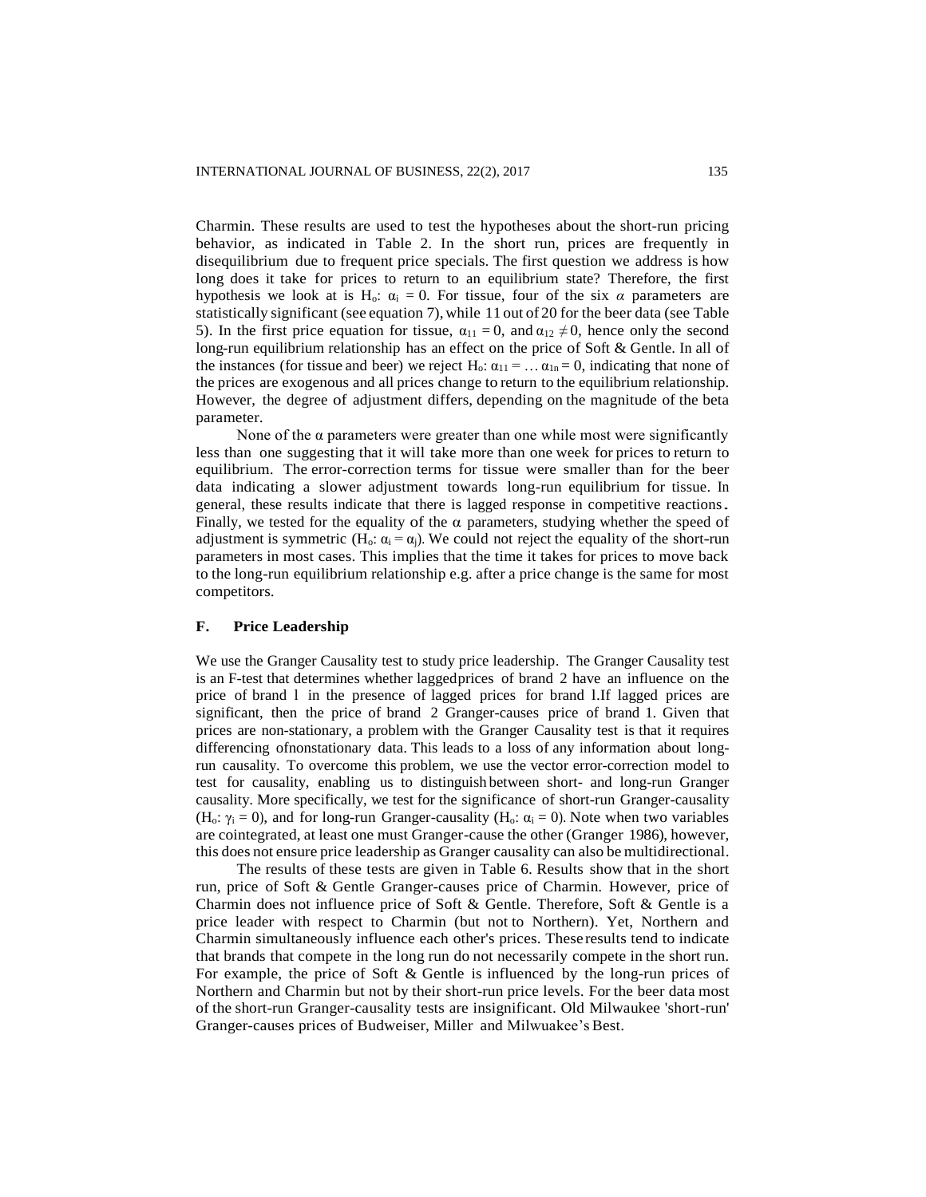Charmin. These results are used to test the hypotheses about the short-run pricing behavior, as indicated in Table 2. In the short run, prices are frequently in disequilibrium due to frequent price specials. The first question we address is how long does it take for prices to return to an equilibrium state? Therefore, the first hypothesis we look at is $H_o$: $\alpha_i = 0$. For tissue, four of the six $\alpha$ parameters are statistically significant (see equation 7), while 11 out of 20 for the beer data (see Table 5). In the first price equation for tissue, $\alpha_{11} = 0$, and $\alpha_{12} \neq 0$, hence only the second long-run equilibrium relationship has an effect on the price of Soft & Gentle. In all of the instances (for tissue and beer) we reject $H_o$: $\alpha_{11} = \ldots \alpha_{1n} = 0$, indicating that none of the prices are exogenous and all prices change to return to the equilibrium relationship. However, the degree of adjustment differs, depending on the magnitude of the beta parameter.

None of the $\alpha$ parameters were greater than one while most were significantly less than one suggesting that it will take more than one week for prices to return to equilibrium. The error-correction terms for tissue were smaller than for the beer data indicating a slower adjustment towards long-run equilibrium for tissue. In general, these results indicate that there is lagged response in competitive reactions. Finally, we tested for the equality of the $\alpha$ parameters, studying whether the speed of adjustment is symmetric ($H_o$: $\alpha_i = \alpha_j$). We could not reject the equality of the short-run parameters in most cases. This implies that the time it takes for prices to move back to the long-run equilibrium relationship e.g. after a price change is the same for most competitors.

### F. Price Leadership

We use the Granger Causality test to study price leadership. The Granger Causality test is an F-test that determines whether lagged prices of brand 2 have an influence on the price of brand 1 in the presence of lagged prices for brand 1. If lagged prices are significant, then the price of brand 2 Granger-causes price of brand 1. Given that prices are non-stationary, a problem with the Granger Causality test is that it requires differencing of nonstationary data. This leads to a loss of any information about long-run causality. To overcome this problem, we use the vector error-correction model to test for causality, enabling us to distinguish between short- and long-run Granger causality. More specifically, we test for the significance of short-run Granger-causality ($H_o$: $\gamma_i = 0$), and for long-run Granger-causality ($H_o$: $\alpha_i = 0$). Note when two variables are cointegrated, at least one must Granger-cause the other (Granger 1986), however, this does not ensure price leadership as Granger causality can also be multidirectional.

The results of these tests are given in Table 6. Results show that in the short run, price of Soft & Gentle Granger-causes price of Charmin. However, price of Charmin does not influence price of Soft & Gentle. Therefore, Soft & Gentle is a price leader with respect to Charmin (but not to Northern). Yet, Northern and Charmin simultaneously influence each other's prices. These results tend to indicate that brands that compete in the long run do not necessarily compete in the short run. For example, the price of Soft & Gentle is influenced by the long-run prices of Northern and Charmin but not by their short-run price levels. For the beer data most of the short-run Granger-causality tests are insignificant. Old Milwaukee 'short-run' Granger-causes prices of Budweiser, Miller and Milwuakee's Best.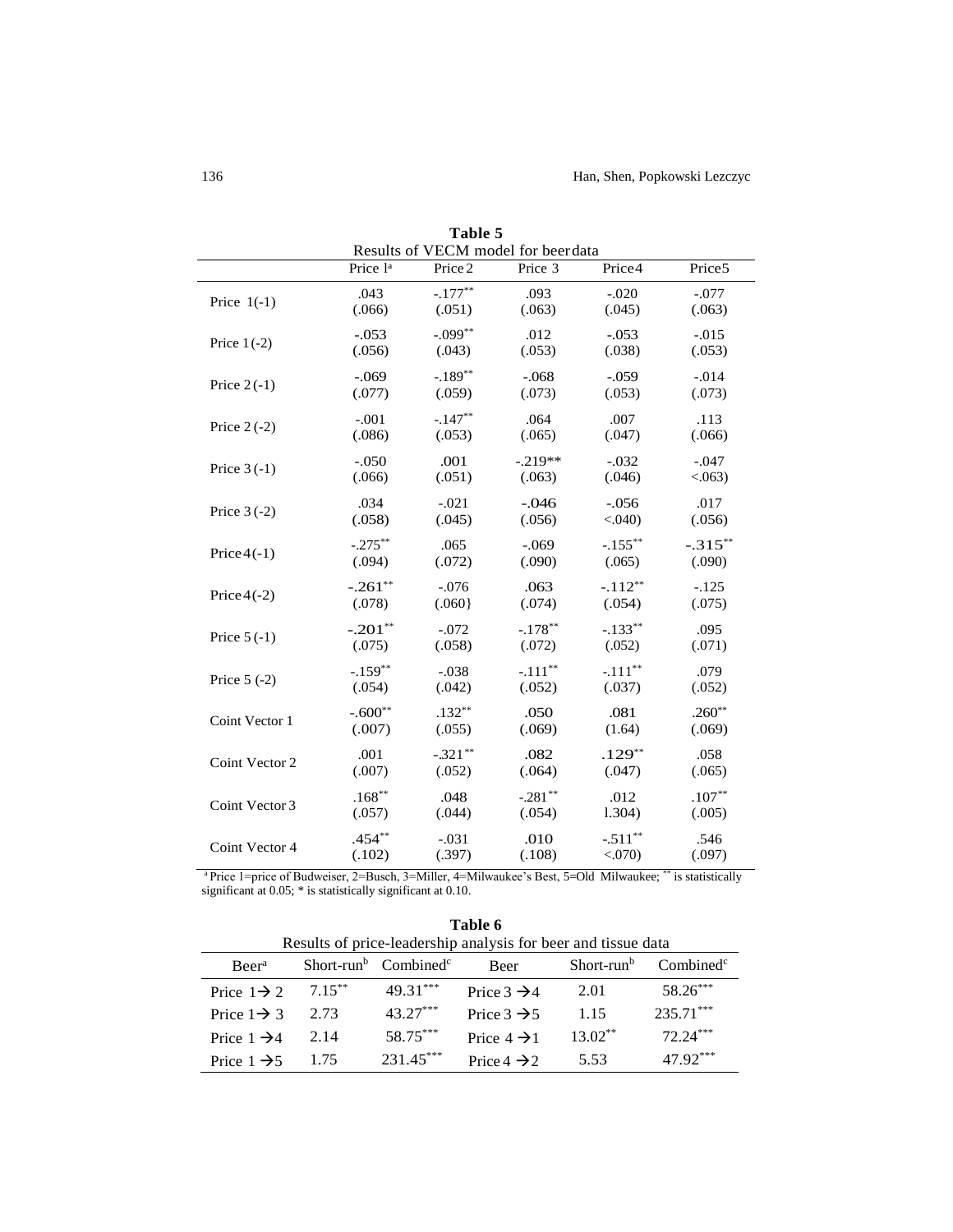**Table 5**

Results of VECM model for beer data

| | Price 1[a] | Price 2 | Price 3 | Price 4 | Price 5 |
|---|---|---|---|---|---|
| Price 1(-1) | .043<br>(.066) | -.177**<br>(.051) | .093<br>(.063) | -.020<br>(.045) | -.077<br>(.063) |
| Price 1(-2) | -.053<br>(.056) | -.099**<br>(.043) | .012<br>(.053) | -.053<br>(.038) | -.015<br>(.053) |
| Price 2(-1) | -.069<br>(.077) | -.189**<br>(.059) | -.068<br>(.073) | -.059<br>(.053) | -.014<br>(.073) |
| Price 2 (-2) | -.001<br>(.086) | -.147**<br>(.053) | .064<br>(.065) | .007<br>(.047) | .113<br>(.066) |
| Price 3 (-1) | -.050<br>(.066) | .001<br>(.051) | -.219**<br>(.063) | -.032<br>(.046) | -.047<br><.063) |
| Price 3 (-2) | .034<br>(.058) | -.021<br>(.045) | -.046<br>(.056) | -.056<br><.040) | .017<br>(.056) |
| Price 4(-1) | -.275**<br>(.094) | .065<br>(.072) | -.069<br>(.090) | -.155**<br>(.065) | -.315**<br>(.090) |
| Price 4(-2) | -.261**<br>(.078) | -.076<br>(.060} | .063<br>(.074) | -.112**<br>(.054) | -.125<br>(.075) |
| Price 5 (-1) | -.201**<br>(.075) | -.072<br>(.058) | -.178**<br>(.072) | -.133**<br>(.052) | .095<br>(.071) |
| Price 5 (-2) | -.159**<br>(.054) | -.038<br>(.042) | -.111**<br>(.052) | -.111**<br>(.037) | .079<br>(.052) |
| Coint Vector 1 | -.600**<br>(.007) | .132**<br>(.055) | .050<br>(.069) | .081<br>(1.64) | .260**<br>(.069) |
| Coint Vector 2 | .001<br>(.007) | -.321**<br>(.052) | .082<br>(.064) | .129**<br>(.047) | .058<br>(.065) |
| Coint Vector 3 | .168**<br>(.057) | .048<br>(.044) | -.281**<br>(.054) | .012<br>1.304) | .107**<br>(.005) |
| Coint Vector 4 | .454**<br>(.102) | -.031<br>(.397) | .010<br>(.108) | -.511**<br><.070) | .546<br>(.097) |

[a] Price 1=price of Budweiser, 2=Busch, 3=Miller, 4=Milwaukee's Best, 5=Old Milwaukee; ** is statistically significant at 0.05; * is statistically significant at 0.10.

**Table 6**

Results of price-leadership analysis for beer and tissue data

| Beer[a] | Short-run[b] | Combined[c] | Beer | Short-run[b] | Combined[c] |
|---|---|---|---|---|---|
| Price 1→ 2 | 7.15** | 49.31*** | Price 3 →4 | 2.01 | 58.26*** |
| Price 1→ 3 | 2.73 | 43.27*** | Price 3 →5 | 1.15 | 235.71*** |
| Price 1 →4 | 2.14 | 58.75*** | Price 4 →1 | 13.02** | 72.24*** |
| Price 1 →5 | 1.75 | 231.45*** | Price 4 →2 | 5.53 | 47.92*** |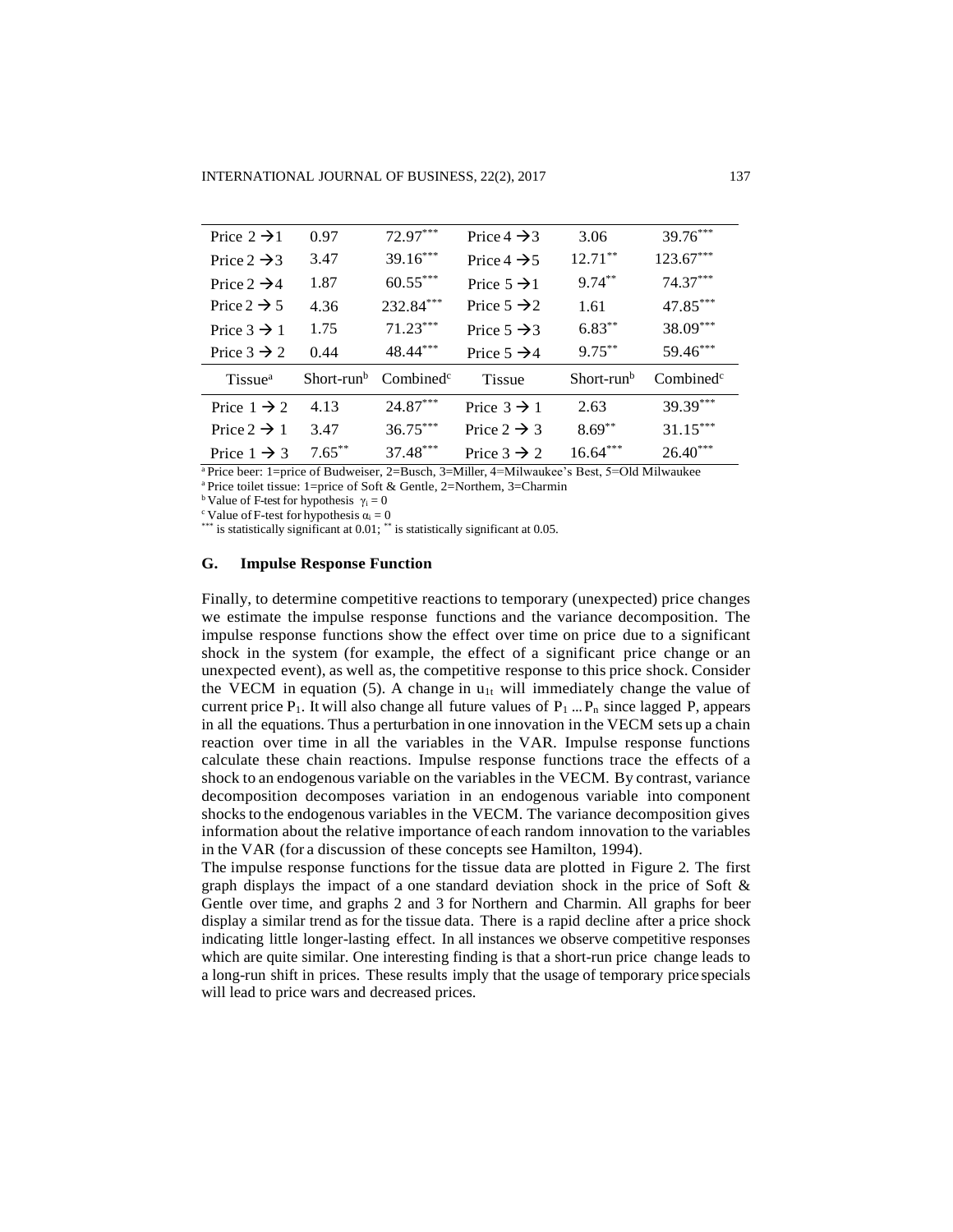| Price 2 → 1 | 0.97 | 72.97*** | Price 4 → 3 | 3.06 | 39.76*** |
|---|---|---|---|---|---|
| Price 2 → 3 | 3.47 | 39.16*** | Price 4 → 5 | 12.71** | 123.67*** |
| Price 2 → 4 | 1.87 | 60.55*** | Price 5 → 1 | 9.74** | 74.37*** |
| Price 2 → 5 | 4.36 | 232.84*** | Price 5 → 2 | 1.61 | 47.85*** |
| Price 3 → 1 | 1.75 | 71.23*** | Price 5 → 3 | 6.83** | 38.09*** |
| Price 3 → 2 | 0.44 | 48.44*** | Price 5 → 4 | 9.75** | 59.46*** |
| Tissue[a] | Short-run[b] | Combined[c] | Tissue | Short-run[b] | Combined[c] |
| Price 1 → 2 | 4.13 | 24.87*** | Price 3 → 1 | 2.63 | 39.39*** |
| Price 2 → 1 | 3.47 | 36.75*** | Price 2 → 3 | 8.69** | 31.15*** |
| Price 1 → 3 | 7.65** | 37.48*** | Price 3 → 2 | 16.64*** | 26.40*** |

[a] Price beer: 1=price of Budweiser, 2=Busch, 3=Miller, 4=Milwaukee's Best, 5=Old Milwaukee
[a] Price toilet tissue: 1=price of Soft & Gentle, 2=Northern, 3=Charmin
[b] Value of F-test for hypothesis $\gamma_i = 0$
[c] Value of F-test for hypothesis $\alpha_i = 0$
*** is statistically significant at 0.01; ** is statistically significant at 0.05.

### G. Impulse Response Function

Finally, to determine competitive reactions to temporary (unexpected) price changes we estimate the impulse response functions and the variance decomposition. The impulse response functions show the effect over time on price due to a significant shock in the system (for example, the effect of a significant price change or an unexpected event), as well as, the competitive response to this price shock. Consider the VECM in equation (5). A change in $u_{1t}$ will immediately change the value of current price $P_1$. It will also change all future values of $P_1 \ldots P_n$ since lagged P, appears in all the equations. Thus a perturbation in one innovation in the VECM sets up a chain reaction over time in all the variables in the VAR. Impulse response functions calculate these chain reactions. Impulse response functions trace the effects of a shock to an endogenous variable on the variables in the VECM. By contrast, variance decomposition decomposes variation in an endogenous variable into component shocks to the endogenous variables in the VECM. The variance decomposition gives information about the relative importance of each random innovation to the variables in the VAR (for a discussion of these concepts see Hamilton, 1994).

The impulse response functions for the tissue data are plotted in Figure 2. The first graph displays the impact of a one standard deviation shock in the price of Soft & Gentle over time, and graphs 2 and 3 for Northern and Charmin. All graphs for beer display a similar trend as for the tissue data. There is a rapid decline after a price shock indicating little longer-lasting effect. In all instances we observe competitive responses which are quite similar. One interesting finding is that a short-run price change leads to a long-run shift in prices. These results imply that the usage of temporary price specials will lead to price wars and decreased prices.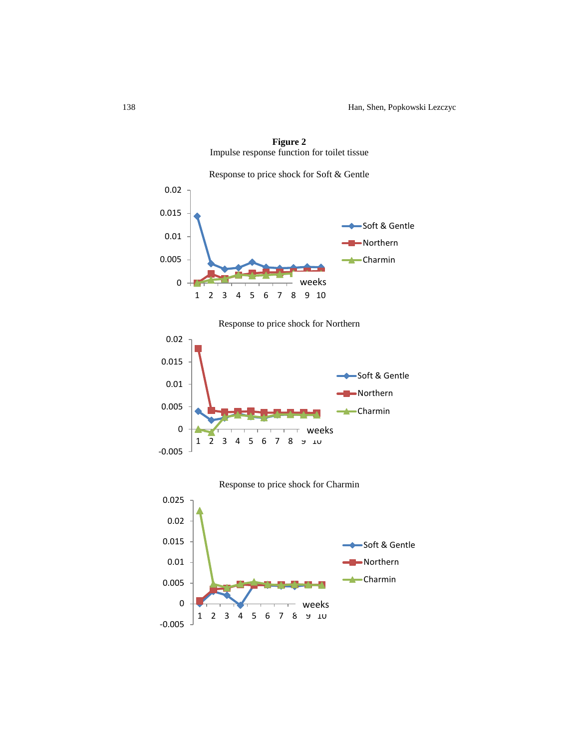**Figure 2**
Impulse response function for toilet tissue

Response to price shock for Soft & Gentle

Response to price shock for Northern

Response to price shock for Charmin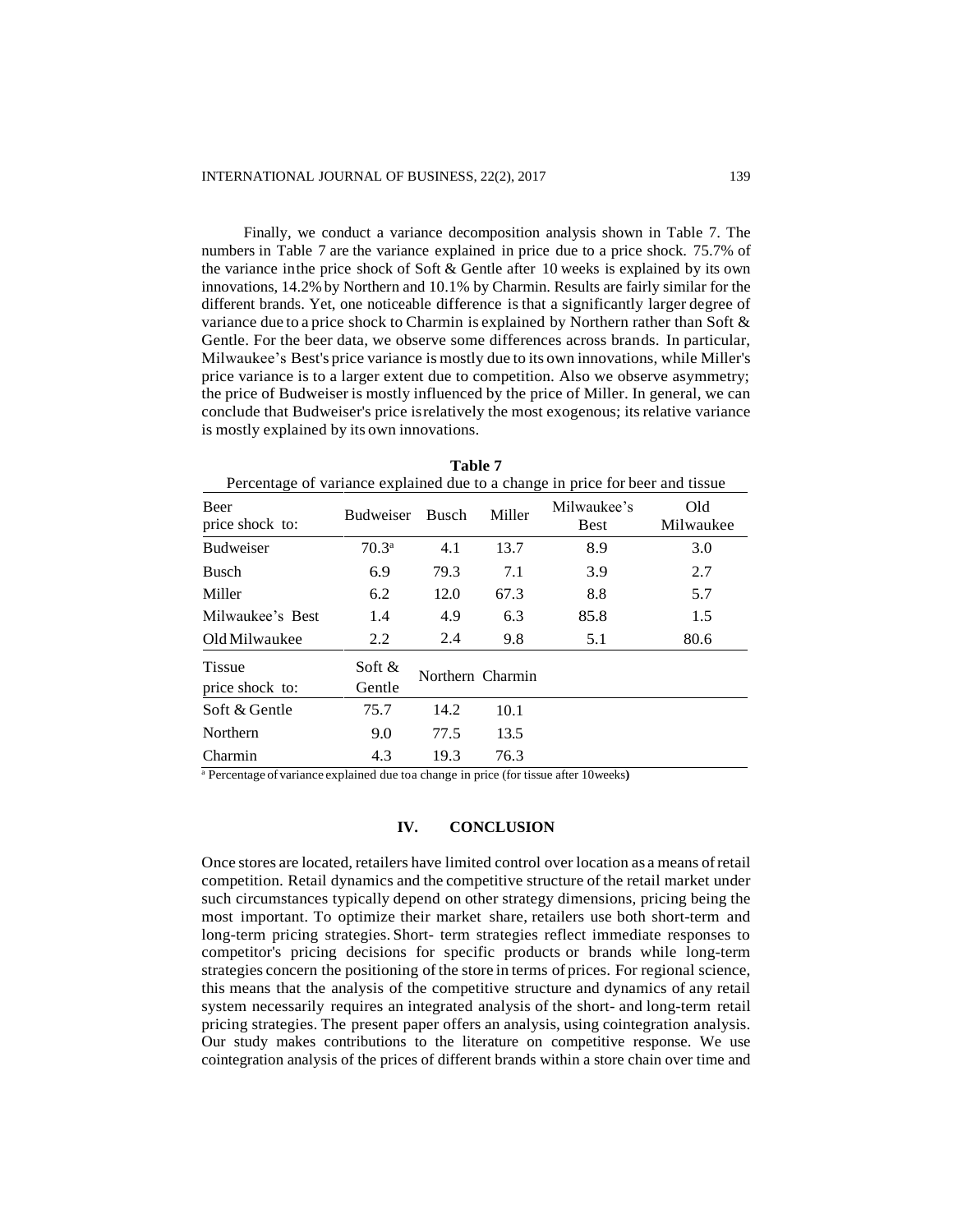Finally, we conduct a variance decomposition analysis shown in Table 7. The numbers in Table 7 are the variance explained in price due to a price shock. 75.7% of the variance inthe price shock of Soft & Gentle after 10 weeks is explained by its own innovations, 14.2% by Northern and 10.1% by Charmin. Results are fairly similar for the different brands. Yet, one noticeable difference is that a significantly larger degree of variance due to a price shock to Charmin is explained by Northern rather than Soft & Gentle. For the beer data, we observe some differences across brands. In particular, Milwaukee's Best's price variance is mostly due to its own innovations, while Miller's price variance is to a larger extent due to competition. Also we observe asymmetry; the price of Budweiser is mostly influenced by the price of Miller. In general, we can conclude that Budweiser's price isrelatively the most exogenous; its relative variance is mostly explained by its own innovations.

**Table 7**

Percentage of variance explained due to a change in price for beer and tissue

| Beer price shock to: | Budweiser | Busch | Miller | Milwaukee's Best | Old Milwaukee |
|---|---|---|---|---|---|
| Budweiser | 70.3[a] | 4.1 | 13.7 | 8.9 | 3.0 |
| Busch | 6.9 | 79.3 | 7.1 | 3.9 | 2.7 |
| Miller | 6.2 | 12.0 | 67.3 | 8.8 | 5.7 |
| Milwaukee's Best | 1.4 | 4.9 | 6.3 | 85.8 | 1.5 |
| Old Milwaukee | 2.2 | 2.4 | 9.8 | 5.1 | 80.6 |
| **Tissue price shock to:** | **Soft & Gentle** | **Northern** | **Charmin** | | |
| Soft & Gentle | 75.7 | 14.2 | 10.1 | | |
| Northern | 9.0 | 77.5 | 13.5 | | |
| Charmin | 4.3 | 19.3 | 76.3 | | |

[a] Percentage of variance explained due toa change in price (for tissue after 10weeks)

## IV. CONCLUSION

Once stores are located, retailers have limited control over location as a means of retail competition. Retail dynamics and the competitive structure of the retail market under such circumstances typically depend on other strategy dimensions, pricing being the most important. To optimize their market share, retailers use both short-term and long-term pricing strategies. Short- term strategies reflect immediate responses to competitor's pricing decisions for specific products or brands while long-term strategies concern the positioning of the store in terms of prices. For regional science, this means that the analysis of the competitive structure and dynamics of any retail system necessarily requires an integrated analysis of the short- and long-term retail pricing strategies. The present paper offers an analysis, using cointegration analysis. Our study makes contributions to the literature on competitive response. We use cointegration analysis of the prices of different brands within a store chain over time and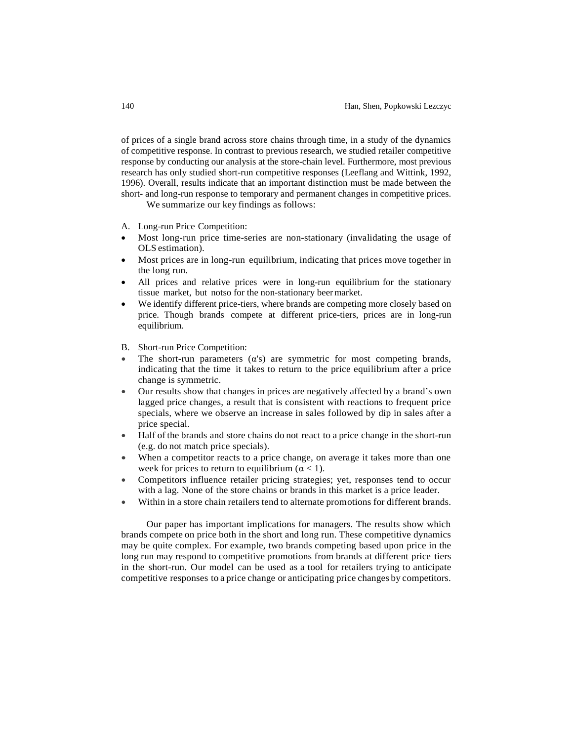of prices of a single brand across store chains through time, in a study of the dynamics of competitive response. In contrast to previous research, we studied retailer competitive response by conducting our analysis at the store-chain level. Furthermore, most previous research has only studied short-run competitive responses (Leeflang and Wittink, 1992, 1996). Overall, results indicate that an important distinction must be made between the short- and long-run response to temporary and permanent changes in competitive prices.

We summarize our key findings as follows:

A. Long-run Price Competition:

- Most long-run price time-series are non-stationary (invalidating the usage of OLS estimation).
- Most prices are in long-run equilibrium, indicating that prices move together in the long run.
- All prices and relative prices were in long-run equilibrium for the stationary tissue market, but notso for the non-stationary beer market.
- We identify different price-tiers, where brands are competing more closely based on price. Though brands compete at different price-tiers, prices are in long-run equilibrium.

B. Short-run Price Competition:

- The short-run parameters ($\alpha$'s) are symmetric for most competing brands, indicating that the time it takes to return to the price equilibrium after a price change is symmetric.
- Our results show that changes in prices are negatively affected by a brand's own lagged price changes, a result that is consistent with reactions to frequent price specials, where we observe an increase in sales followed by dip in sales after a price special.
- Half of the brands and store chains do not react to a price change in the short-run (e.g. do not match price specials).
- When a competitor reacts to a price change, on average it takes more than one week for prices to return to equilibrium ($\alpha < 1$).
- Competitors influence retailer pricing strategies; yet, responses tend to occur with a lag. None of the store chains or brands in this market is a price leader.
- Within in a store chain retailers tend to alternate promotions for different brands.

Our paper has important implications for managers. The results show which brands compete on price both in the short and long run. These competitive dynamics may be quite complex. For example, two brands competing based upon price in the long run may respond to competitive promotions from brands at different price tiers in the short-run. Our model can be used as a tool for retailers trying to anticipate competitive responses to a price change or anticipating price changes by competitors.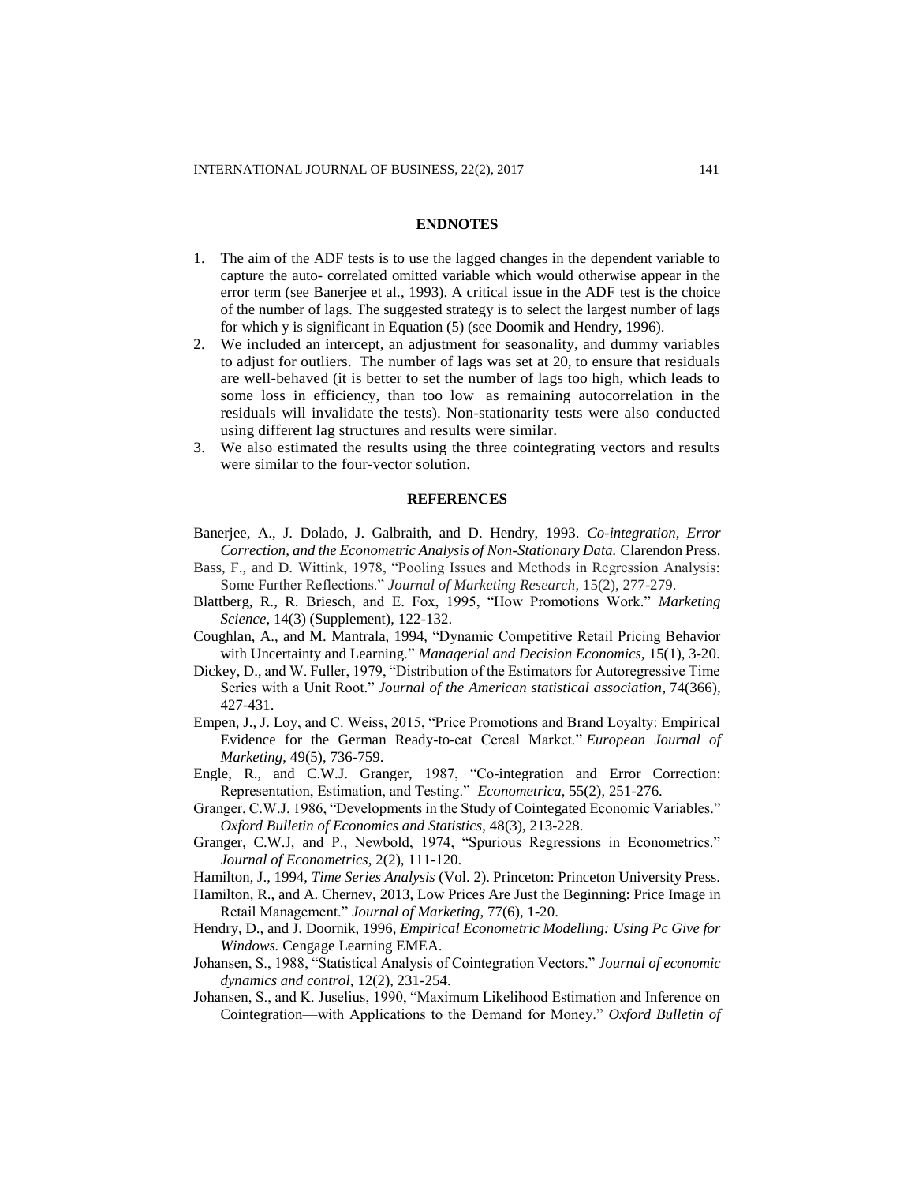## ENDNOTES

1. The aim of the ADF tests is to use the lagged changes in the dependent variable to capture the auto- correlated omitted variable which would otherwise appear in the error term (see Banerjee et al., 1993). A critical issue in the ADF test is the choice of the number of lags. The suggested strategy is to select the largest number of lags for which y is significant in Equation (5) (see Doomik and Hendry, 1996).
2. We included an intercept, an adjustment for seasonality, and dummy variables to adjust for outliers. The number of lags was set at 20, to ensure that residuals are well-behaved (it is better to set the number of lags too high, which leads to some loss in efficiency, than too low as remaining autocorrelation in the residuals will invalidate the tests). Non-stationarity tests were also conducted using different lag structures and results were similar.
3. We also estimated the results using the three cointegrating vectors and results were similar to the four-vector solution.

## REFERENCES

Banerjee, A., J. Dolado, J. Galbraith, and D. Hendry, 1993. *Co-integration, Error Correction, and the Econometric Analysis of Non-Stationary Data.* Clarendon Press.

Bass, F., and D. Wittink, 1978, "Pooling Issues and Methods in Regression Analysis: Some Further Reflections." *Journal of Marketing Research*, 15(2), 277-279.

Blattberg, R., R. Briesch, and E. Fox, 1995, "How Promotions Work." *Marketing Science*, 14(3) (Supplement), 122-132.

Coughlan, A., and M. Mantrala, 1994, "Dynamic Competitive Retail Pricing Behavior with Uncertainty and Learning." *Managerial and Decision Economics,* 15(1), 3-20.

Dickey, D., and W. Fuller, 1979, "Distribution of the Estimators for Autoregressive Time Series with a Unit Root." *Journal of the American statistical association*, 74(366), 427-431.

Empen, J., J. Loy, and C. Weiss, 2015, "Price Promotions and Brand Loyalty: Empirical Evidence for the German Ready-to-eat Cereal Market." *European Journal of Marketing*, 49(5), 736-759.

Engle, R., and C.W.J. Granger, 1987, "Co-integration and Error Correction: Representation, Estimation, and Testing." *Econometrica*, 55(2), 251-276.

Granger, C.W.J, 1986, "Developments in the Study of Cointegated Economic Variables." *Oxford Bulletin of Economics and Statistics*, 48(3), 213-228.

Granger, C.W.J, and P., Newbold, 1974, "Spurious Regressions in Econometrics." *Journal of Econometrics,* 2(2), 111-120.

Hamilton, J., 1994, *Time Series Analysis* (Vol. 2). Princeton: Princeton University Press.

Hamilton, R., and A. Chernev, 2013, Low Prices Are Just the Beginning: Price Image in Retail Management." *Journal of Marketing*, 77(6), 1-20.

Hendry, D., and J. Doornik, 1996, *Empirical Econometric Modelling: Using Pc Give for Windows.* Cengage Learning EMEA.

Johansen, S., 1988, "Statistical Analysis of Cointegration Vectors." *Journal of economic dynamics and control*, 12(2), 231-254.

Johansen, S., and K. Juselius, 1990, "Maximum Likelihood Estimation and Inference on Cointegration—with Applications to the Demand for Money." *Oxford Bulletin of*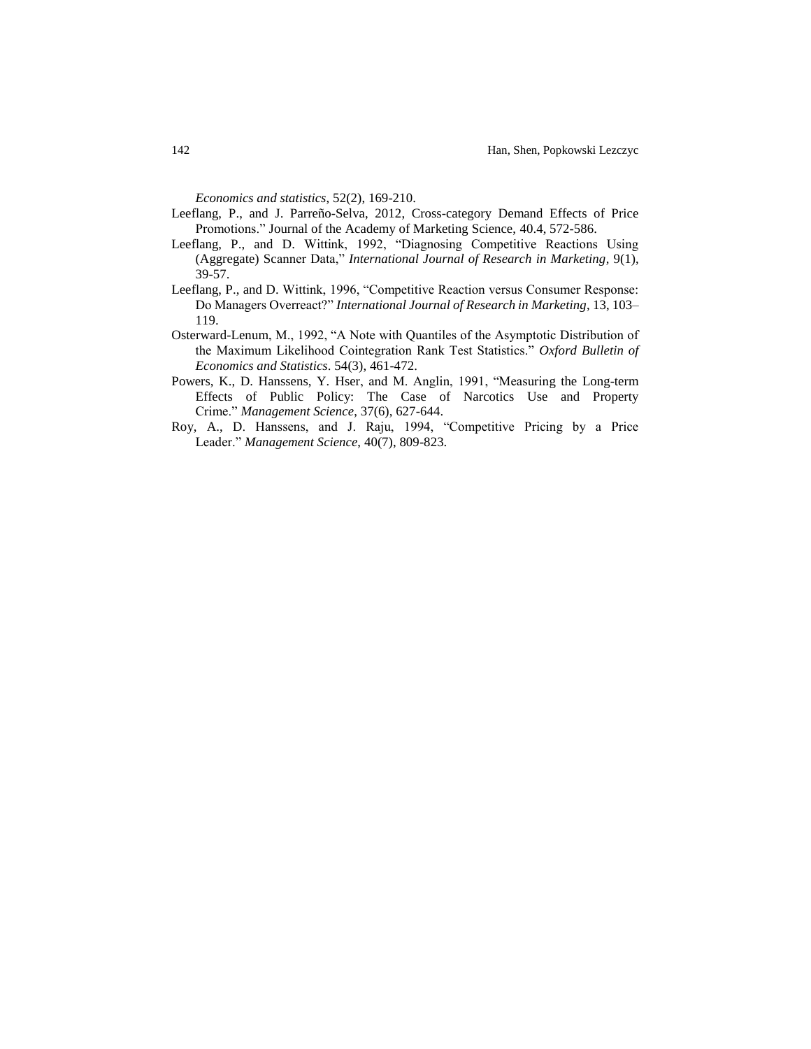*Economics and statistics*, 52(2), 169-210.

Leeflang, P., and J. Parreño-Selva, 2012, Cross-category Demand Effects of Price Promotions." Journal of the Academy of Marketing Science, 40.4, 572-586.

Leeflang, P., and D. Wittink, 1992, "Diagnosing Competitive Reactions Using (Aggregate) Scanner Data," *International Journal of Research in Marketing*, 9(1), 39-57.

Leeflang, P., and D. Wittink, 1996, "Competitive Reaction versus Consumer Response: Do Managers Overreact?" *International Journal of Research in Marketing*, 13, 103–119.

Osterward-Lenum, M., 1992, "A Note with Quantiles of the Asymptotic Distribution of the Maximum Likelihood Cointegration Rank Test Statistics." *Oxford Bulletin of Economics and Statistics*. 54(3), 461-472.

Powers, K., D. Hanssens, Y. Hser, and M. Anglin, 1991, "Measuring the Long-term Effects of Public Policy: The Case of Narcotics Use and Property Crime." *Management Science*, 37(6), 627-644.

Roy, A., D. Hanssens, and J. Raju, 1994, "Competitive Pricing by a Price Leader." *Management Science*, 40(7), 809-823.